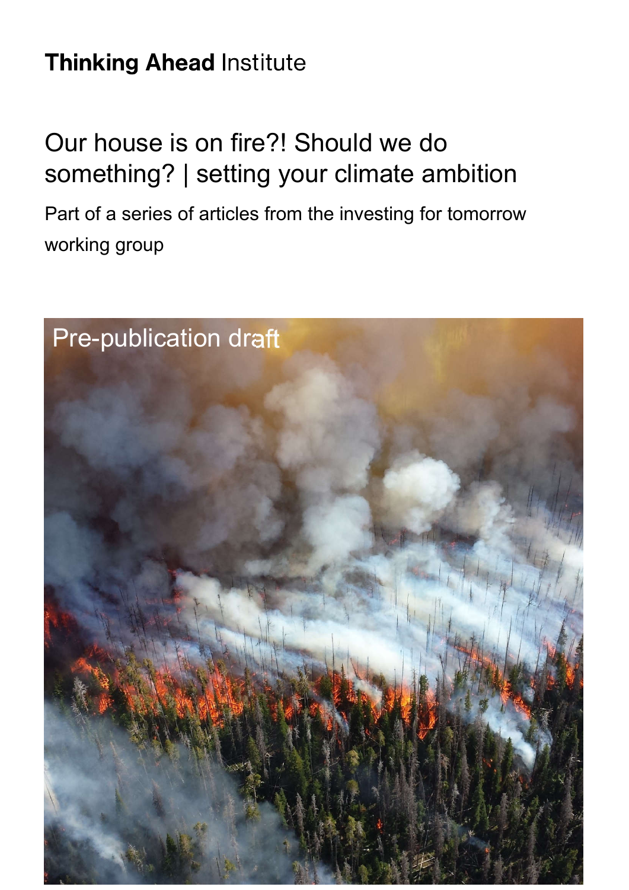**Thinking Ahead** Institute

# Our house is on fire?! Should we do something? | setting your climate ambition

Part of a series of articles from the investing for tomorrow working group

Pre-publication draft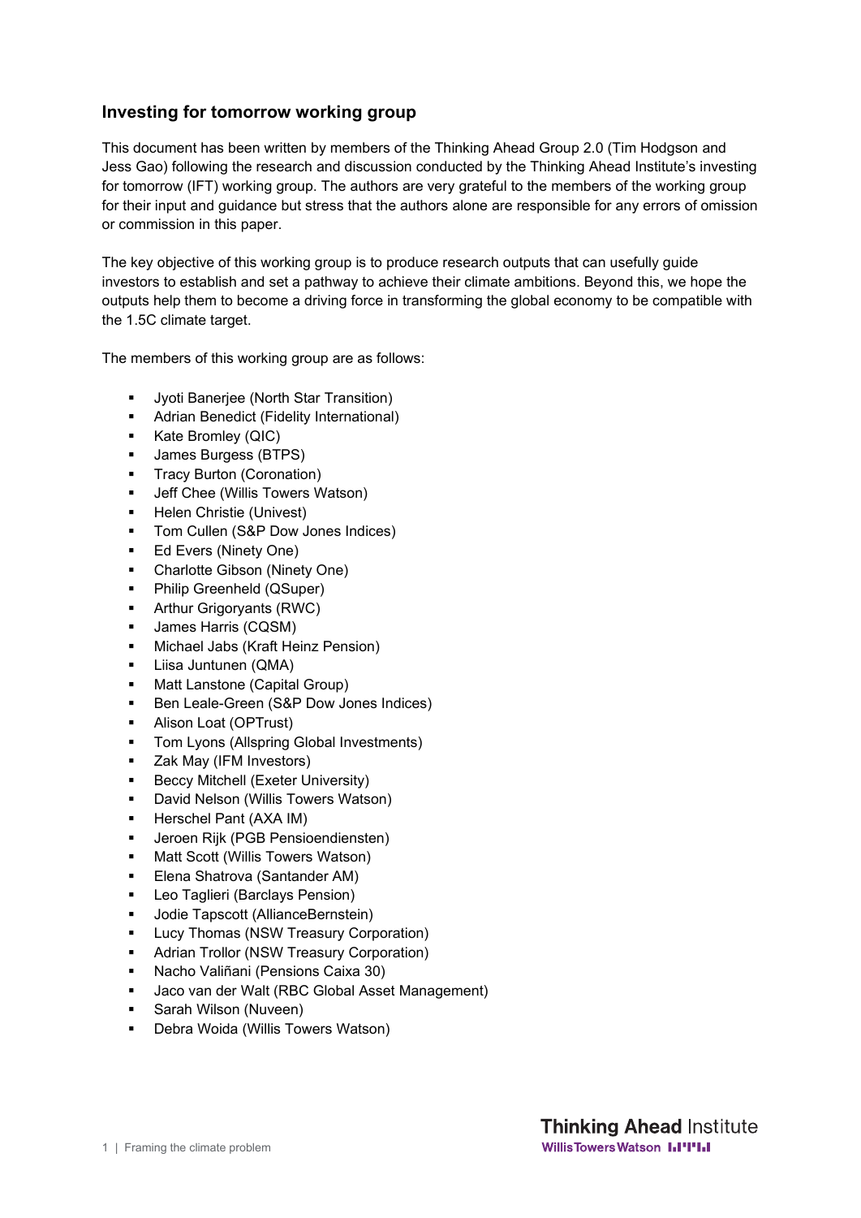## Investing for tomorrow working group

This document has been written by members of the Thinking Ahead Group 2.0 (Tim Hodgson and Jess Gao) following the research and discussion conducted by the Thinking Ahead Institute's investing for tomorrow (IFT) working group. The authors are very grateful to the members of the working group for their input and guidance but stress that the authors alone are responsible for any errors of omission or commission in this paper.

The key objective of this working group is to produce research outputs that can usefully guide investors to establish and set a pathway to achieve their climate ambitions. Beyond this, we hope the outputs help them to become a driving force in transforming the global economy to be compatible with the 1.5C climate target.

The members of this working group are as follows:

- Jyoti Banerjee (North Star Transition)
- Adrian Benedict (Fidelity International)
- Kate Bromley (QIC)
- James Burgess (BTPS)
- Tracy Burton (Coronation)
- Jeff Chee (Willis Towers Watson)
- Helen Christie (Univest)
- Tom Cullen (S&P Dow Jones Indices)
- Ed Evers (Ninety One)
- Charlotte Gibson (Ninety One)
- Philip Greenheld (QSuper)
- Arthur Grigoryants (RWC)
- James Harris (CQSM)
- Michael Jabs (Kraft Heinz Pension)
- Liisa Juntunen (QMA)
- Matt Lanstone (Capital Group)
- Ben Leale-Green (S&P Dow Jones Indices)
- Alison Loat (OPTrust)
- Tom Lyons (Allspring Global Investments)
- Zak May (IFM Investors)
- Beccy Mitchell (Exeter University)
- David Nelson (Willis Towers Watson)
- Herschel Pant (AXA IM)
- Jeroen Rijk (PGB Pensioendiensten)
- Matt Scott (Willis Towers Watson)
- Elena Shatrova (Santander AM)
- Leo Taglieri (Barclays Pension)
- Jodie Tapscott (AllianceBernstein)
- Lucy Thomas (NSW Treasury Corporation)
- Adrian Trollor (NSW Treasury Corporation)
- Nacho Valiñani (Pensions Caixa 30)
- Jaco van der Walt (RBC Global Asset Management)
- Sarah Wilson (Nuveen)
- Debra Woida (Willis Towers Watson)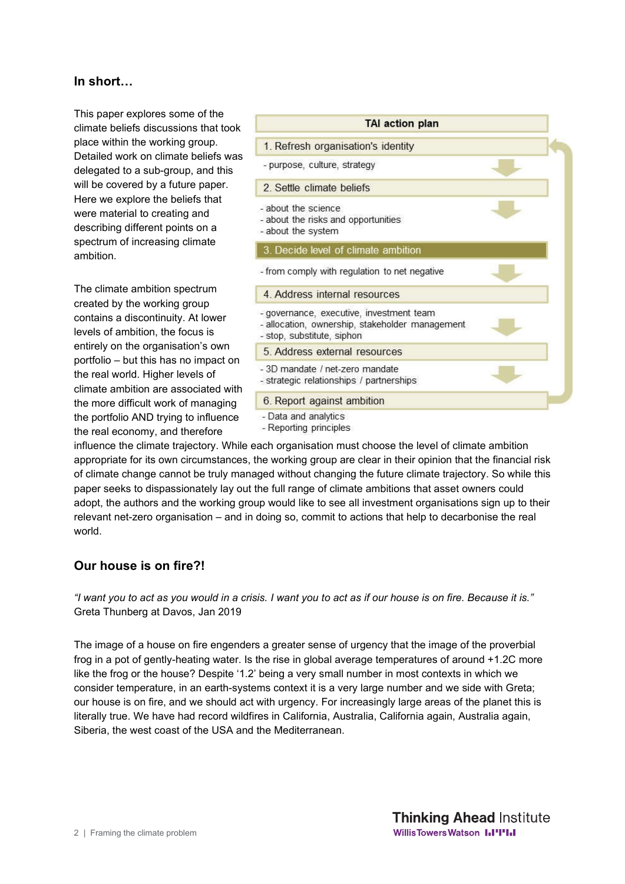## In short…

This paper explores some of the climate beliefs discussions that took place within the working group. Detailed work on climate beliefs was delegated to a sub-group, and this will be covered by a future paper. Here we explore the beliefs that were material to creating and describing different points on a spectrum of increasing climate ambition.

**TAI action plan**

1. Refresh organisation's identity
   - purpose, culture, strategy
2. Settle climate beliefs
   - about the science
   - about the risks and opportunities
   - about the system
3. Decide level of climate ambition
   - from comply with regulation to net negative
4. Address internal resources
   - governance, executive, investment team
   - allocation, ownership, stakeholder management
   - stop, substitute, siphon
5. Address external resources
   - 3D mandate / net-zero mandate
   - strategic relationships / partnerships
6. Report against ambition
   - Data and analytics
   - Reporting principles

The climate ambition spectrum created by the working group contains a discontinuity. At lower levels of ambition, the focus is entirely on the organisation's own portfolio – but this has no impact on the real world. Higher levels of climate ambition are associated with the more difficult work of managing the portfolio AND trying to influence the real economy, and therefore influence the climate trajectory. While each organisation must choose the level of climate ambition appropriate for its own circumstances, the working group are clear in their opinion that the financial risk of climate change cannot be truly managed without changing the future climate trajectory. So while this paper seeks to dispassionately lay out the full range of climate ambitions that asset owners could adopt, the authors and the working group would like to see all investment organisations sign up to their relevant net-zero organisation – and in doing so, commit to actions that help to decarbonise the real world.

## Our house is on fire?!

*"I want you to act as you would in a crisis. I want you to act as if our house is on fire. Because it is."* Greta Thunberg at Davos, Jan 2019

The image of a house on fire engenders a greater sense of urgency that the image of the proverbial frog in a pot of gently-heating water. Is the rise in global average temperatures of around +1.2C more like the frog or the house? Despite '1.2' being a very small number in most contexts in which we consider temperature, in an earth-systems context it is a very large number and we side with Greta; our house is on fire, and we should act with urgency. For increasingly large areas of the planet this is literally true. We have had record wildfires in California, Australia, California again, Australia again, Siberia, the west coast of the USA and the Mediterranean.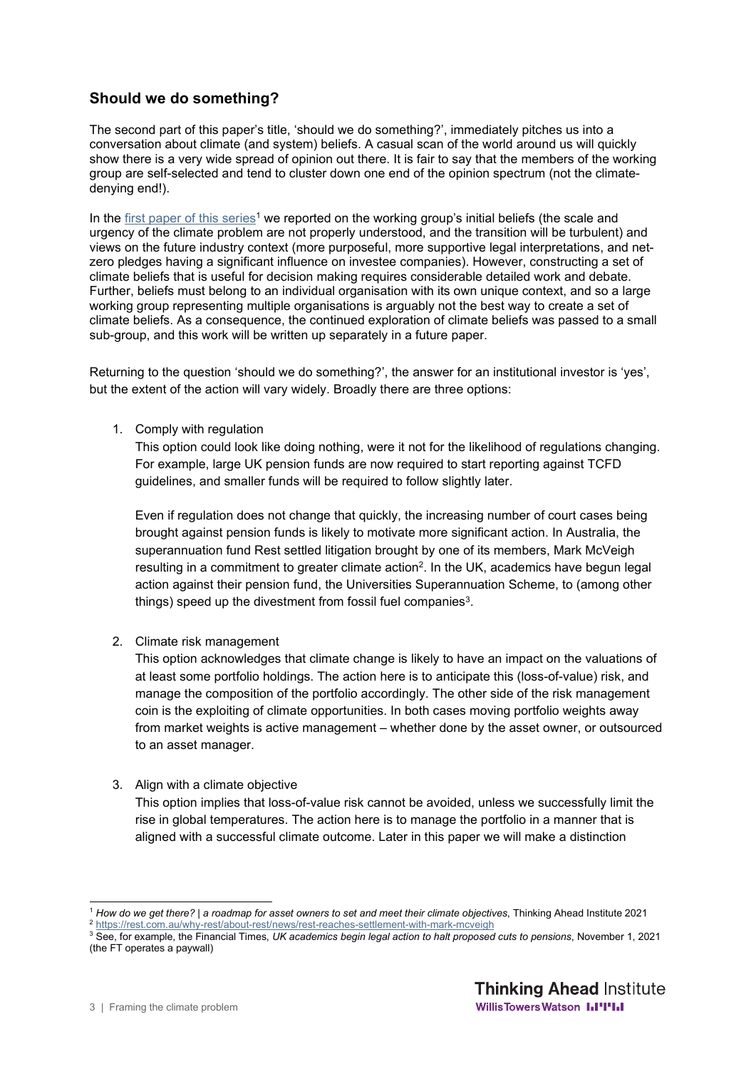## Should we do something?

The second part of this paper's title, 'should we do something?', immediately pitches us into a conversation about climate (and system) beliefs. A casual scan of the world around us will quickly show there is a very wide spread of opinion out there. It is fair to say that the members of the working group are self-selected and tend to cluster down one end of the opinion spectrum (not the climate-denying end!).

In the first paper of this series[1] we reported on the working group's initial beliefs (the scale and urgency of the climate problem are not properly understood, and the transition will be turbulent) and views on the future industry context (more purposeful, more supportive legal interpretations, and net-zero pledges having a significant influence on investee companies). However, constructing a set of climate beliefs that is useful for decision making requires considerable detailed work and debate. Further, beliefs must belong to an individual organisation with its own unique context, and so a large working group representing multiple organisations is arguably not the best way to create a set of climate beliefs. As a consequence, the continued exploration of climate beliefs was passed to a small sub-group, and this work will be written up separately in a future paper.

Returning to the question 'should we do something?', the answer for an institutional investor is 'yes', but the extent of the action will vary widely. Broadly there are three options:

1. Comply with regulation

   This option could look like doing nothing, were it not for the likelihood of regulations changing. For example, large UK pension funds are now required to start reporting against TCFD guidelines, and smaller funds will be required to follow slightly later.

   Even if regulation does not change that quickly, the increasing number of court cases being brought against pension funds is likely to motivate more significant action. In Australia, the superannuation fund Rest settled litigation brought by one of its members, Mark McVeigh resulting in a commitment to greater climate action[2]. In the UK, academics have begun legal action against their pension fund, the Universities Superannuation Scheme, to (among other things) speed up the divestment from fossil fuel companies[3].

2. Climate risk management

   This option acknowledges that climate change is likely to have an impact on the valuations of at least some portfolio holdings. The action here is to anticipate this (loss-of-value) risk, and manage the composition of the portfolio accordingly. The other side of the risk management coin is the exploiting of climate opportunities. In both cases moving portfolio weights away from market weights is active management – whether done by the asset owner, or outsourced to an asset manager.

3. Align with a climate objective

   This option implies that loss-of-value risk cannot be avoided, unless we successfully limit the rise in global temperatures. The action here is to manage the portfolio in a manner that is aligned with a successful climate outcome. Later in this paper we will make a distinction

---

[1] *How do we get there? | a roadmap for asset owners to set and meet their climate objectives*, Thinking Ahead Institute 2021

[2] https://rest.com.au/why-rest/about-rest/news/rest-reaches-settlement-with-mark-mcveigh

[3] See, for example, the Financial Times, *UK academics begin legal action to halt proposed cuts to pensions*, November 1, 2021 (the FT operates a paywall)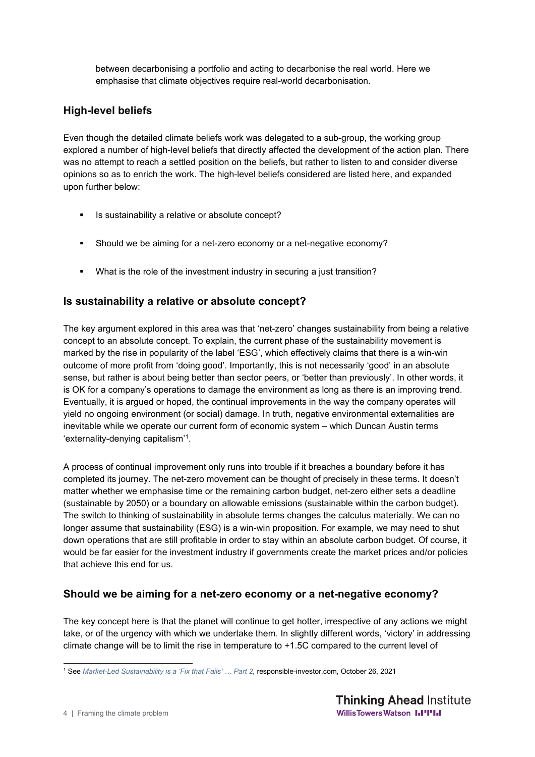between decarbonising a portfolio and acting to decarbonise the real world. Here we emphasise that climate objectives require real-world decarbonisation.

## High-level beliefs

Even though the detailed climate beliefs work was delegated to a sub-group, the working group explored a number of high-level beliefs that directly affected the development of the action plan. There was no attempt to reach a settled position on the beliefs, but rather to listen to and consider diverse opinions so as to enrich the work. The high-level beliefs considered are listed here, and expanded upon further below:

- Is sustainability a relative or absolute concept?
- Should we be aiming for a net-zero economy or a net-negative economy?
- What is the role of the investment industry in securing a just transition?

## Is sustainability a relative or absolute concept?

The key argument explored in this area was that 'net-zero' changes sustainability from being a relative concept to an absolute concept. To explain, the current phase of the sustainability movement is marked by the rise in popularity of the label 'ESG', which effectively claims that there is a win-win outcome of more profit from 'doing good'. Importantly, this is not necessarily 'good' in an absolute sense, but rather is about being better than sector peers, or 'better than previously'. In other words, it is OK for a company's operations to damage the environment as long as there is an improving trend. Eventually, it is argued or hoped, the continual improvements in the way the company operates will yield no ongoing environment (or social) damage. In truth, negative environmental externalities are inevitable while we operate our current form of economic system – which Duncan Austin terms 'externality-denying capitalism'[1].

A process of continual improvement only runs into trouble if it breaches a boundary before it has completed its journey. The net-zero movement can be thought of precisely in these terms. It doesn't matter whether we emphasise time or the remaining carbon budget, net-zero either sets a deadline (sustainable by 2050) or a boundary on allowable emissions (sustainable within the carbon budget). The switch to thinking of sustainability in absolute terms changes the calculus materially. We can no longer assume that sustainability (ESG) is a win-win proposition. For example, we may need to shut down operations that are still profitable in order to stay within an absolute carbon budget. Of course, it would be far easier for the investment industry if governments create the market prices and/or policies that achieve this end for us.

## Should we be aiming for a net-zero economy or a net-negative economy?

The key concept here is that the planet will continue to get hotter, irrespective of any actions we might take, or of the urgency with which we undertake them. In slightly different words, 'victory' in addressing climate change will be to limit the rise in temperature to +1.5C compared to the current level of

[1] See *Market-Led Sustainability is a 'Fix that Fails' … Part 2*, responsible-investor.com, October 26, 2021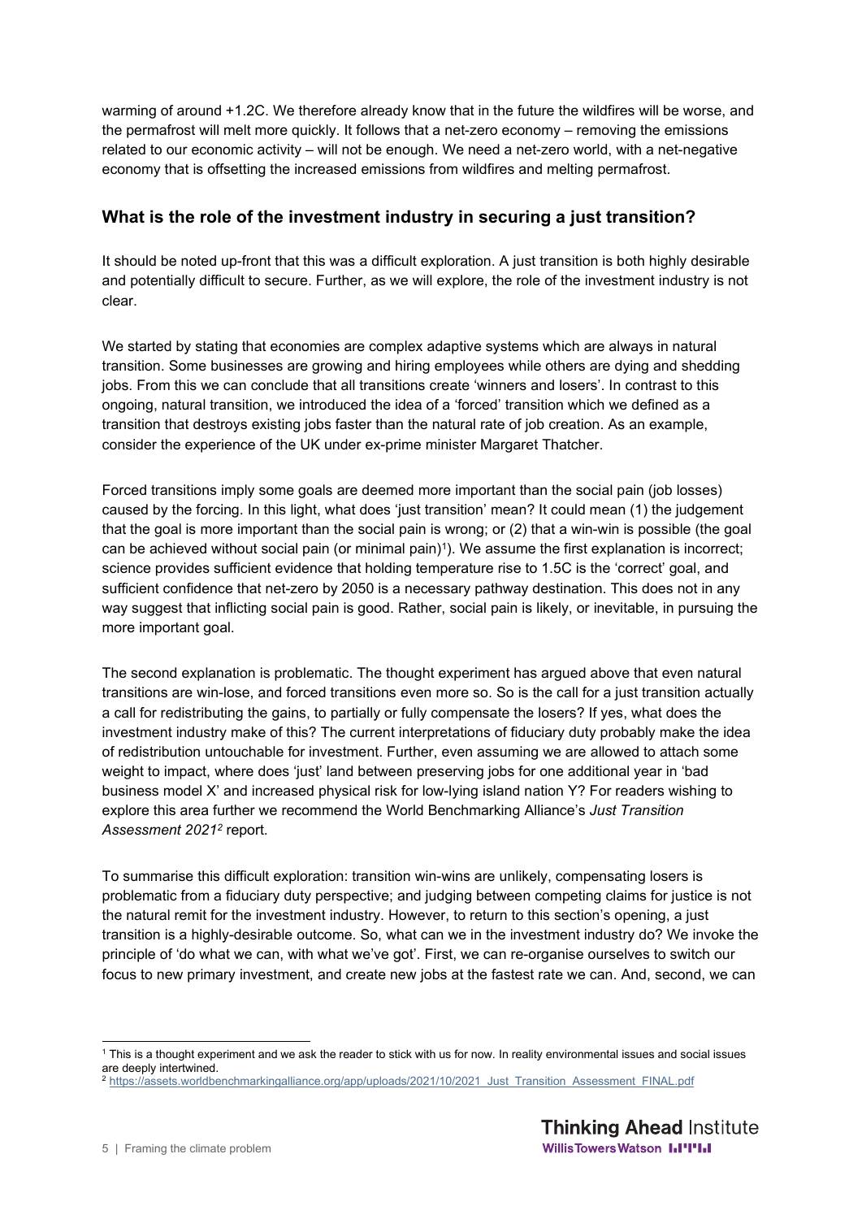warming of around +1.2C. We therefore already know that in the future the wildfires will be worse, and the permafrost will melt more quickly. It follows that a net-zero economy – removing the emissions related to our economic activity – will not be enough. We need a net-zero world, with a net-negative economy that is offsetting the increased emissions from wildfires and melting permafrost.

## What is the role of the investment industry in securing a just transition?

It should be noted up-front that this was a difficult exploration. A just transition is both highly desirable and potentially difficult to secure. Further, as we will explore, the role of the investment industry is not clear.

We started by stating that economies are complex adaptive systems which are always in natural transition. Some businesses are growing and hiring employees while others are dying and shedding jobs. From this we can conclude that all transitions create 'winners and losers'. In contrast to this ongoing, natural transition, we introduced the idea of a 'forced' transition which we defined as a transition that destroys existing jobs faster than the natural rate of job creation. As an example, consider the experience of the UK under ex-prime minister Margaret Thatcher.

Forced transitions imply some goals are deemed more important than the social pain (job losses) caused by the forcing. In this light, what does 'just transition' mean? It could mean (1) the judgement that the goal is more important than the social pain is wrong; or (2) that a win-win is possible (the goal can be achieved without social pain (or minimal pain)[1]). We assume the first explanation is incorrect; science provides sufficient evidence that holding temperature rise to 1.5C is the 'correct' goal, and sufficient confidence that net-zero by 2050 is a necessary pathway destination. This does not in any way suggest that inflicting social pain is good. Rather, social pain is likely, or inevitable, in pursuing the more important goal.

The second explanation is problematic. The thought experiment has argued above that even natural transitions are win-lose, and forced transitions even more so. So is the call for a just transition actually a call for redistributing the gains, to partially or fully compensate the losers? If yes, what does the investment industry make of this? The current interpretations of fiduciary duty probably make the idea of redistribution untouchable for investment. Further, even assuming we are allowed to attach some weight to impact, where does 'just' land between preserving jobs for one additional year in 'bad business model X' and increased physical risk for low-lying island nation Y? For readers wishing to explore this area further we recommend the World Benchmarking Alliance's *Just Transition Assessment 2021*[2] report.

To summarise this difficult exploration: transition win-wins are unlikely, compensating losers is problematic from a fiduciary duty perspective; and judging between competing claims for justice is not the natural remit for the investment industry. However, to return to this section's opening, a just transition is a highly-desirable outcome. So, what can we in the investment industry do? We invoke the principle of 'do what we can, with what we've got'. First, we can re-organise ourselves to switch our focus to new primary investment, and create new jobs at the fastest rate we can. And, second, we can

---

[1] This is a thought experiment and we ask the reader to stick with us for now. In reality environmental issues and social issues are deeply intertwined.

[2] https://assets.worldbenchmarkingalliance.org/app/uploads/2021/10/2021_Just_Transition_Assessment_FINAL.pdf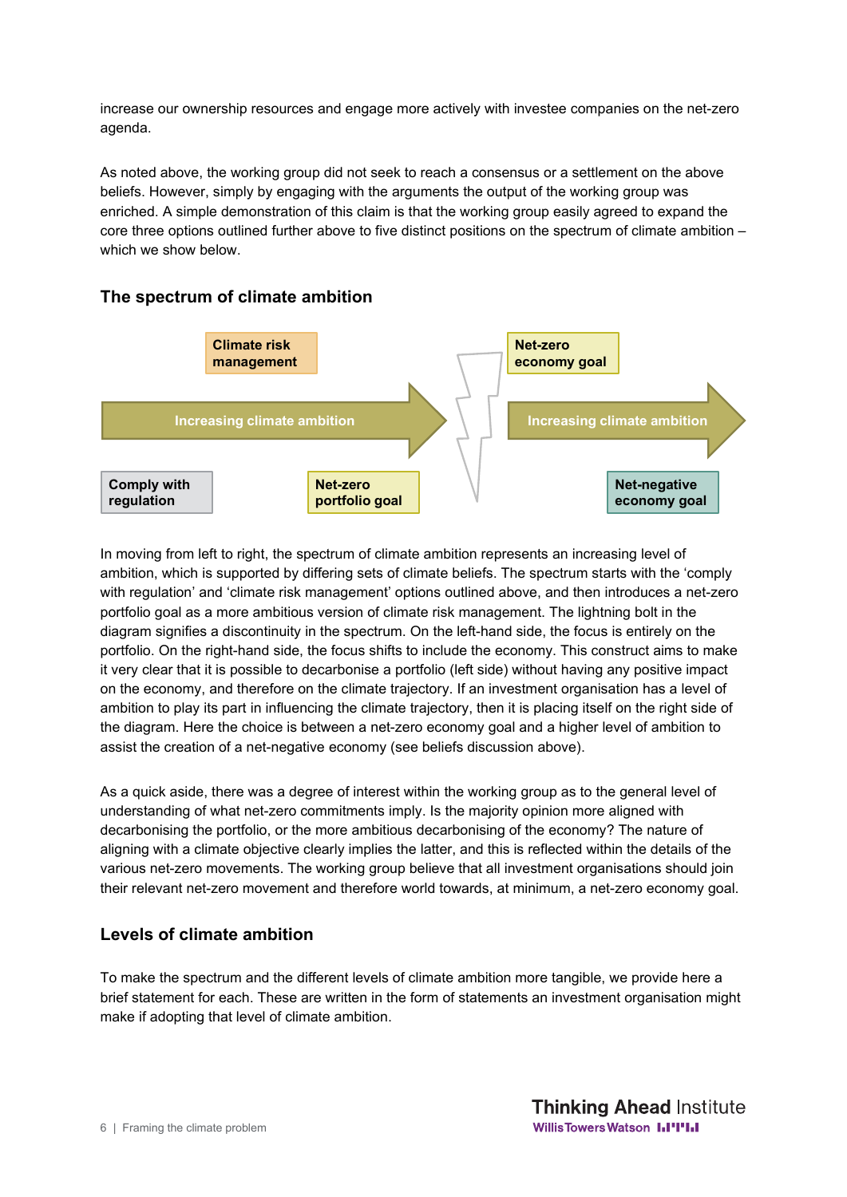increase our ownership resources and engage more actively with investee companies on the net-zero agenda.

As noted above, the working group did not seek to reach a consensus or a settlement on the above beliefs. However, simply by engaging with the arguments the output of the working group was enriched. A simple demonstration of this claim is that the working group easily agreed to expand the core three options outlined further above to five distinct positions on the spectrum of climate ambition – which we show below.

## The spectrum of climate ambition

Climate risk management

Net-zero economy goal

Increasing climate ambition

Increasing climate ambition

Comply with regulation

Net-zero portfolio goal

Net-negative economy goal

In moving from left to right, the spectrum of climate ambition represents an increasing level of ambition, which is supported by differing sets of climate beliefs. The spectrum starts with the 'comply with regulation' and 'climate risk management' options outlined above, and then introduces a net-zero portfolio goal as a more ambitious version of climate risk management. The lightning bolt in the diagram signifies a discontinuity in the spectrum. On the left-hand side, the focus is entirely on the portfolio. On the right-hand side, the focus shifts to include the economy. This construct aims to make it very clear that it is possible to decarbonise a portfolio (left side) without having any positive impact on the economy, and therefore on the climate trajectory. If an investment organisation has a level of ambition to play its part in influencing the climate trajectory, then it is placing itself on the right side of the diagram. Here the choice is between a net-zero economy goal and a higher level of ambition to assist the creation of a net-negative economy (see beliefs discussion above).

As a quick aside, there was a degree of interest within the working group as to the general level of understanding of what net-zero commitments imply. Is the majority opinion more aligned with decarbonising the portfolio, or the more ambitious decarbonising of the economy? The nature of aligning with a climate objective clearly implies the latter, and this is reflected within the details of the various net-zero movements. The working group believe that all investment organisations should join their relevant net-zero movement and therefore work towards, at minimum, a net-zero economy goal.

## Levels of climate ambition

To make the spectrum and the different levels of climate ambition more tangible, we provide here a brief statement for each. These are written in the form of statements an investment organisation might make if adopting that level of climate ambition.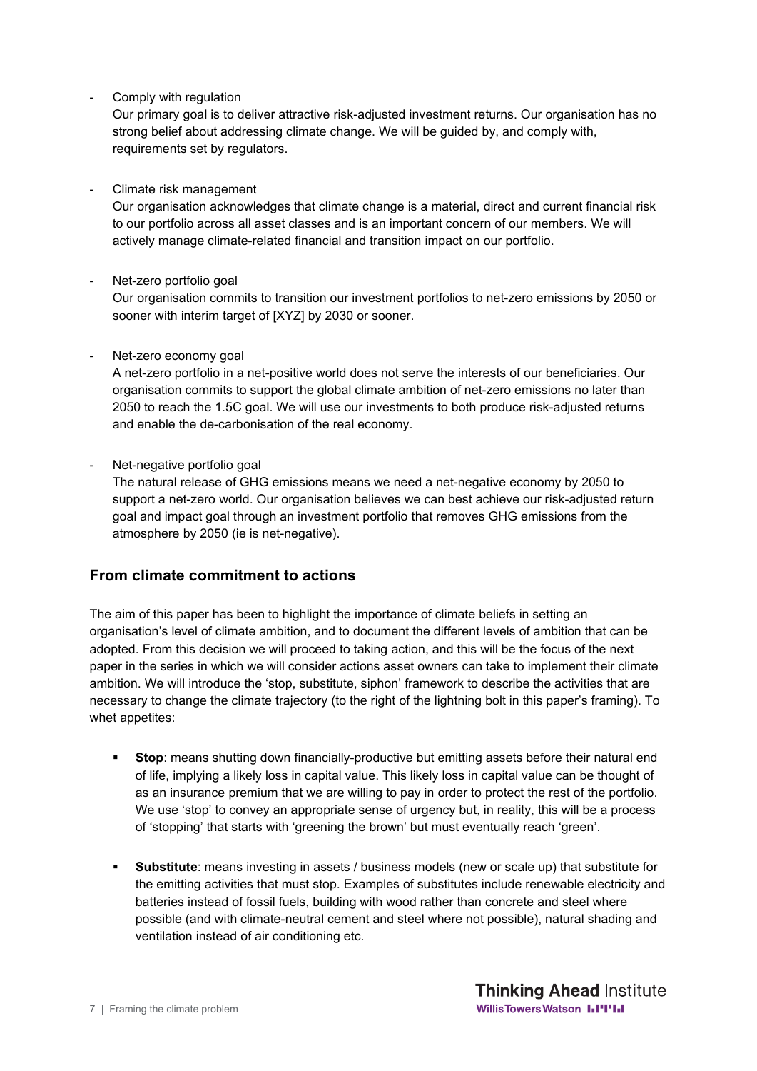- Comply with regulation
  Our primary goal is to deliver attractive risk-adjusted investment returns. Our organisation has no strong belief about addressing climate change. We will be guided by, and comply with, requirements set by regulators.

- Climate risk management
  Our organisation acknowledges that climate change is a material, direct and current financial risk to our portfolio across all asset classes and is an important concern of our members. We will actively manage climate-related financial and transition impact on our portfolio.

- Net-zero portfolio goal
  Our organisation commits to transition our investment portfolios to net-zero emissions by 2050 or sooner with interim target of [XYZ] by 2030 or sooner.

- Net-zero economy goal
  A net-zero portfolio in a net-positive world does not serve the interests of our beneficiaries. Our organisation commits to support the global climate ambition of net-zero emissions no later than 2050 to reach the 1.5C goal. We will use our investments to both produce risk-adjusted returns and enable the de-carbonisation of the real economy.

- Net-negative portfolio goal
  The natural release of GHG emissions means we need a net-negative economy by 2050 to support a net-zero world. Our organisation believes we can best achieve our risk-adjusted return goal and impact goal through an investment portfolio that removes GHG emissions from the atmosphere by 2050 (ie is net-negative).

## From climate commitment to actions

The aim of this paper has been to highlight the importance of climate beliefs in setting an organisation's level of climate ambition, and to document the different levels of ambition that can be adopted. From this decision we will proceed to taking action, and this will be the focus of the next paper in the series in which we will consider actions asset owners can take to implement their climate ambition. We will introduce the 'stop, substitute, siphon' framework to describe the activities that are necessary to change the climate trajectory (to the right of the lightning bolt in this paper's framing). To whet appetites:

- **Stop**: means shutting down financially-productive but emitting assets before their natural end of life, implying a likely loss in capital value. This likely loss in capital value can be thought of as an insurance premium that we are willing to pay in order to protect the rest of the portfolio. We use 'stop' to convey an appropriate sense of urgency but, in reality, this will be a process of 'stopping' that starts with 'greening the brown' but must eventually reach 'green'.

- **Substitute**: means investing in assets / business models (new or scale up) that substitute for the emitting activities that must stop. Examples of substitutes include renewable electricity and batteries instead of fossil fuels, building with wood rather than concrete and steel where possible (and with climate-neutral cement and steel where not possible), natural shading and ventilation instead of air conditioning etc.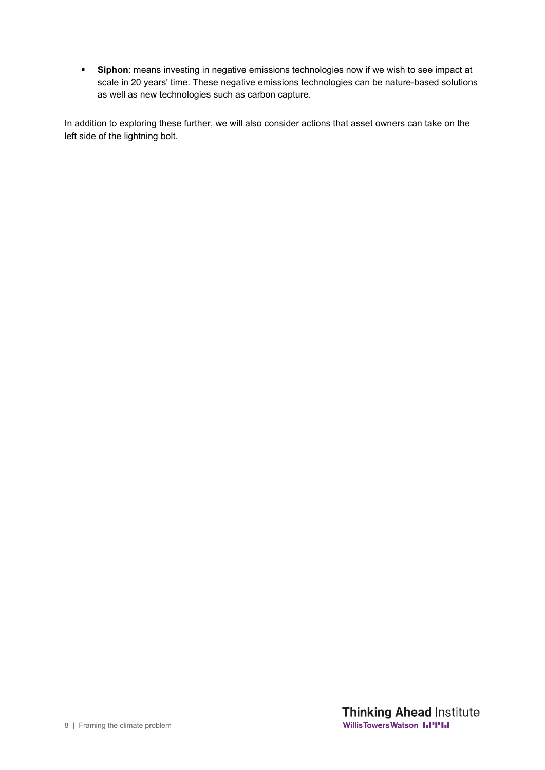- **Siphon**: means investing in negative emissions technologies now if we wish to see impact at scale in 20 years' time. These negative emissions technologies can be nature-based solutions as well as new technologies such as carbon capture.

In addition to exploring these further, we will also consider actions that asset owners can take on the left side of the lightning bolt.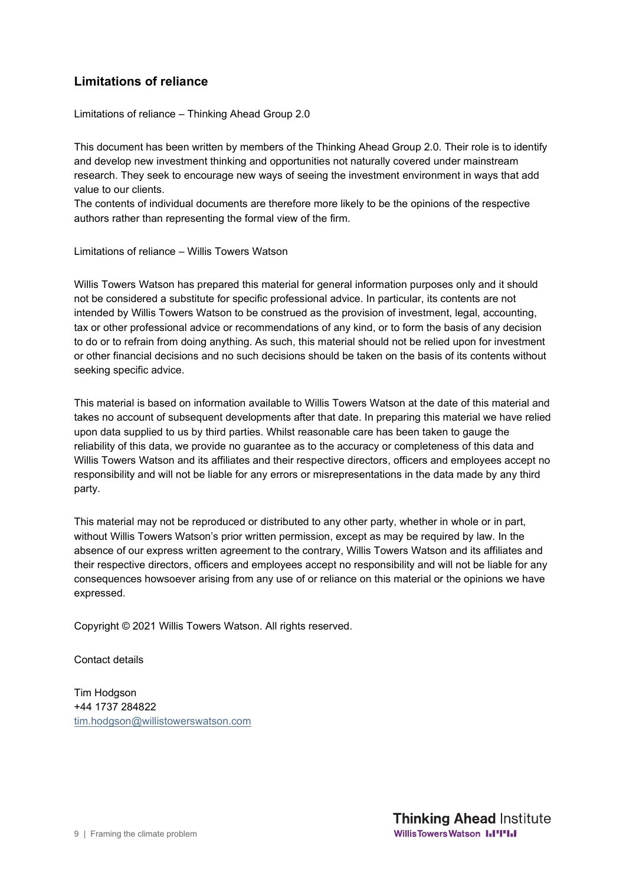## Limitations of reliance

Limitations of reliance – Thinking Ahead Group 2.0

This document has been written by members of the Thinking Ahead Group 2.0. Their role is to identify and develop new investment thinking and opportunities not naturally covered under mainstream research. They seek to encourage new ways of seeing the investment environment in ways that add value to our clients.
The contents of individual documents are therefore more likely to be the opinions of the respective authors rather than representing the formal view of the firm.

Limitations of reliance – Willis Towers Watson

Willis Towers Watson has prepared this material for general information purposes only and it should not be considered a substitute for specific professional advice. In particular, its contents are not intended by Willis Towers Watson to be construed as the provision of investment, legal, accounting, tax or other professional advice or recommendations of any kind, or to form the basis of any decision to do or to refrain from doing anything. As such, this material should not be relied upon for investment or other financial decisions and no such decisions should be taken on the basis of its contents without seeking specific advice.

This material is based on information available to Willis Towers Watson at the date of this material and takes no account of subsequent developments after that date. In preparing this material we have relied upon data supplied to us by third parties. Whilst reasonable care has been taken to gauge the reliability of this data, we provide no guarantee as to the accuracy or completeness of this data and Willis Towers Watson and its affiliates and their respective directors, officers and employees accept no responsibility and will not be liable for any errors or misrepresentations in the data made by any third party.

This material may not be reproduced or distributed to any other party, whether in whole or in part, without Willis Towers Watson's prior written permission, except as may be required by law. In the absence of our express written agreement to the contrary, Willis Towers Watson and its affiliates and their respective directors, officers and employees accept no responsibility and will not be liable for any consequences howsoever arising from any use of or reliance on this material or the opinions we have expressed.

Copyright © 2021 Willis Towers Watson. All rights reserved.

Contact details

Tim Hodgson
+44 1737 284822
tim.hodgson@willistowerswatson.com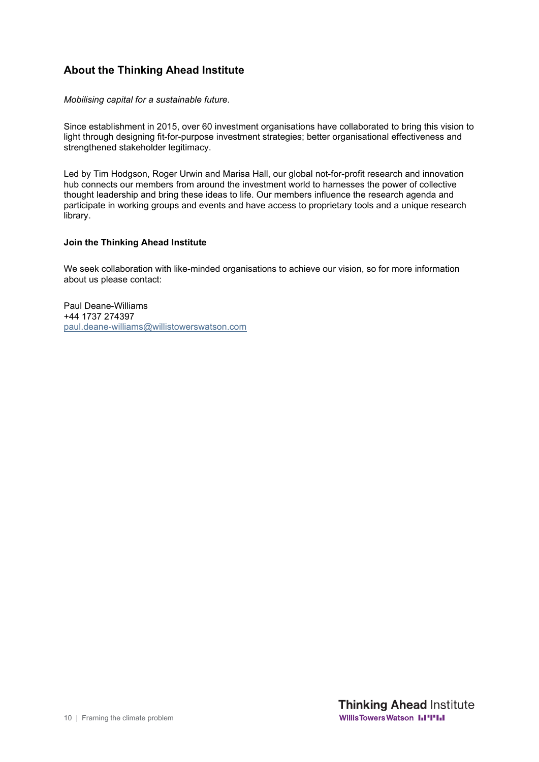## About the Thinking Ahead Institute

*Mobilising capital for a sustainable future*.

Since establishment in 2015, over 60 investment organisations have collaborated to bring this vision to light through designing fit-for-purpose investment strategies; better organisational effectiveness and strengthened stakeholder legitimacy.

Led by Tim Hodgson, Roger Urwin and Marisa Hall, our global not-for-profit research and innovation hub connects our members from around the investment world to harnesses the power of collective thought leadership and bring these ideas to life. Our members influence the research agenda and participate in working groups and events and have access to proprietary tools and a unique research library.

### Join the Thinking Ahead Institute

We seek collaboration with like-minded organisations to achieve our vision, so for more information about us please contact:

Paul Deane-Williams
+44 1737 274397
paul.deane-williams@willistowerswatson.com